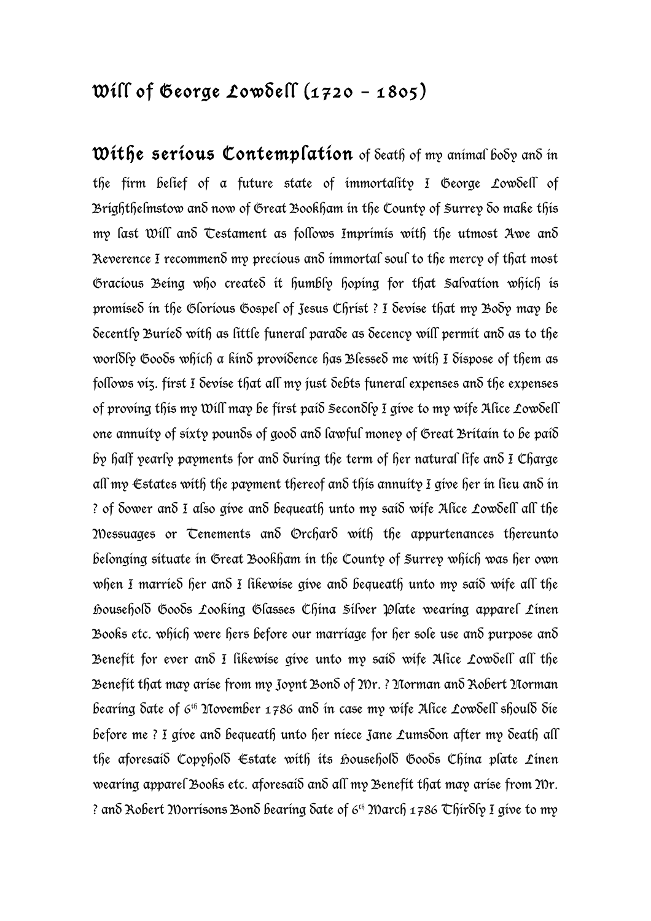# Will of George Lowdell (1720 – 1805)

**Withe serious Contemplation** of death of my animal body and in the firm belief of a future state of immortality I George Lowdell of Brighthelmstow and now of Great Bookham in the County of Surrey do make this my last Will and Testament as follows Imprimis with the utmost Awe and Reverence I recommend my precious and immortal soul to the mercy of that most Gracious Being who created it humbly hoping for that Salvation which is promised in the Glorious Gospel of Jesus Christ ? I devise that my Body may be decently Buried with as little funeral parade as decency will permit and as to the worldly Goods which a kind providence has Blessed me with I dispose of them as follows viz. first I devise that all my just debts funeral expenses and the expenses of proving this my Will may be first paid Secondly I give to my wife Alice Lowdell one annuity of sixty pounds of good and lawful money of Great Britain to be paid by half yearly payments for and during the term of her natural life and I Charge all my Estates with the payment thereof and this annuity I give her in lieu and in ? of dower and I also give and bequeath unto my said wife Alice Lowdell all the Messuages or Tenements and Orchard with the appurtenances thereunto belonging situate in Great Bookham in the County of Surrey which was her own when I married her and I likewise give and bequeath unto my said wife all the Household Goods Looking Glasses China Silver Plate wearing apparel Linen Books etc. which were hers before our marriage for her sole use and purpose and Benefit for ever and I likewise give unto my said wife Alice Lowdell all the Benefit that may arise from my Joynt Bond of Mr. ? Norman and Robert Norman bearing date of 6th November 1786 and in case my wife Alice Lowdell should die before me ? I give and bequeath unto her niece Jane Lumsdon after my death all the aforesaid Copyhold Estate with its Household Goods China plate Linen wearing apparel Books etc. aforesaid and all my Benefit that may arise from Mr. ? and Robert Morrisons Bond bearing date of 6th March 1786 Thirdly I give to my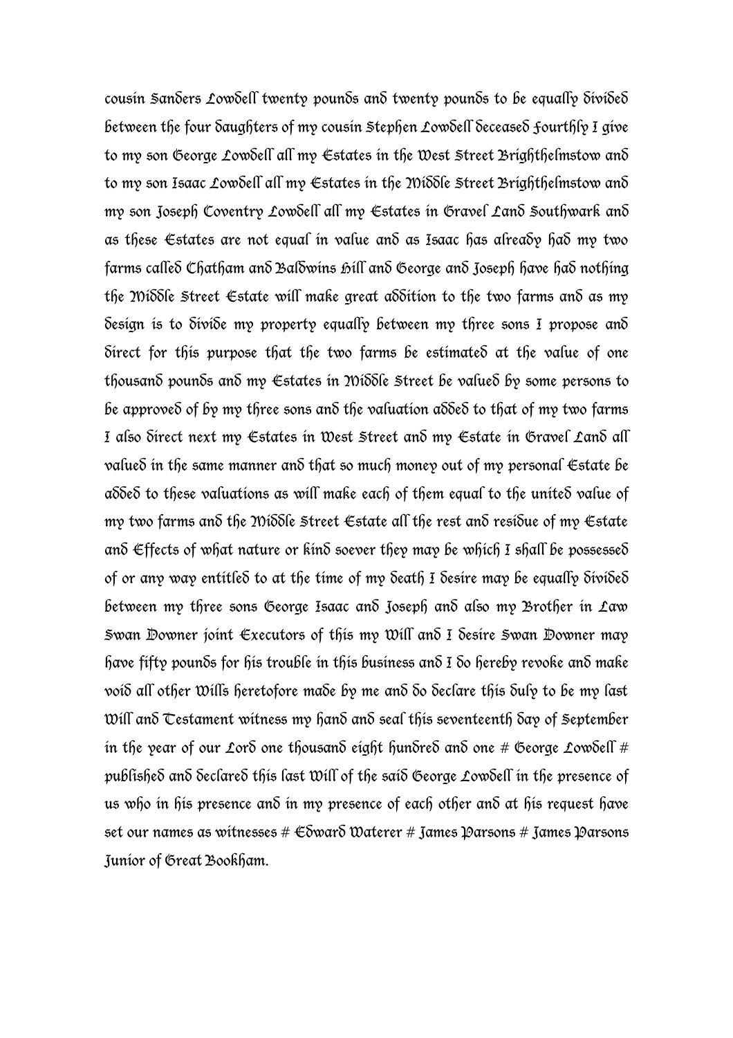cousin Sanders Lowdell twenty pounds and twenty pounds to be equally divided between the four daughters of my cousin Stephen Lowdell deceased Fourthly I give to my son George Lowdell all my Estates in the West Street Brighthelmstow and to my son Isaac Lowdell all my Estates in the Middle Street Brighthelmstow and my son Joseph Coventry Lowdell all my Estates in Gravel Land Southwark and as these Estates are not equal in value and as Isaac has already had my two farms called Chatham and Baldwins Hill and George and Joseph have had nothing the Middle Street Estate will make great addition to the two farms and as my design is to divide my property equally between my three sons I propose and direct for this purpose that the two farms be estimated at the value of one thousand pounds and my Estates in Middle Street be valued by some persons to be approved of by my three sons and the valuation added to that of my two farms I also direct next my Estates in West Street and my Estate in Gravel Land all valued in the same manner and that so much money out of my personal Estate be added to these valuations as will make each of them equal to the united value of my two farms and the Middle Street Estate all the rest and residue of my Estate and Effects of what nature or kind soever they may be which I shall be possessed of or any way entitled to at the time of my death I desire may be equally divided between my three sons George Isaac and Joseph and also my Brother in Law Swan Downer joint Executors of this my Will and I desire Swan Downer may have fifty pounds for his trouble in this business and I do hereby revoke and make void all other Wills heretofore made by me and do declare this duly to be my last Will and Testament witness my hand and seal this seventeenth day of September in the year of our Lord one thousand eight hundred and one # George Lowdell # published and declared this last Will of the said George Lowdell in the presence of us who in his presence and in my presence of each other and at his request have set our names as witnesses # Edward Waterer # James Parsons # James Parsons Junior of Great Bookham.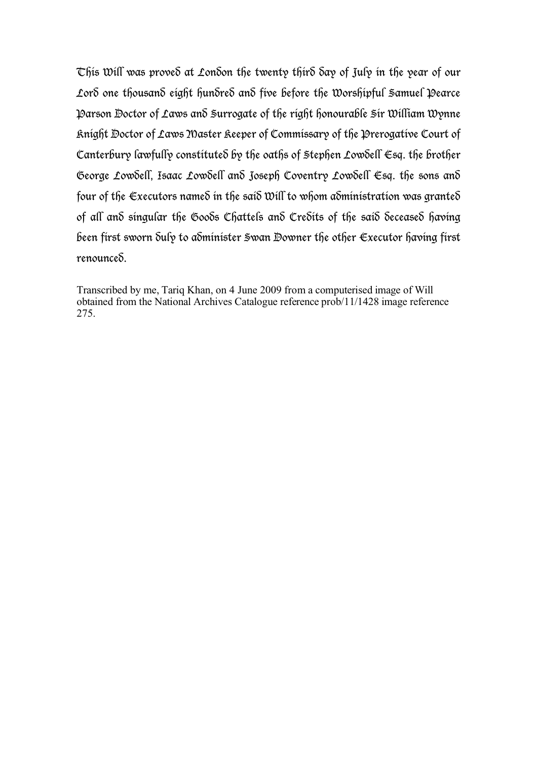This Will was proved at London the twenty third day of July in the year of our Lord one thousand eight hundred and five before the Worshipful Samuel Pearce Parson Doctor of Laws and Surrogate of the right honourable Sir William Wynne Knight Doctor of Laws Master Keeper of Commissary of the Prerogative Court of Canterbury lawfully constituted by the oaths of Stephen Lowdell Esq. the brother George Lowdell, Isaac Lowdell and Joseph Coventry Lowdell Esq. the sons and four of the Executors named in the said Will to whom administration was granted of all and singular the Goods Chattels and Credits of the said deceased having been first sworn duly to administer Swan Downer the other Executor having first renounced.

Transcribed by me, Tariq Khan, on 4 June 2009 from a computerised image of Will obtained from the National Archives Catalogue reference prob/11/1428 image reference 275.